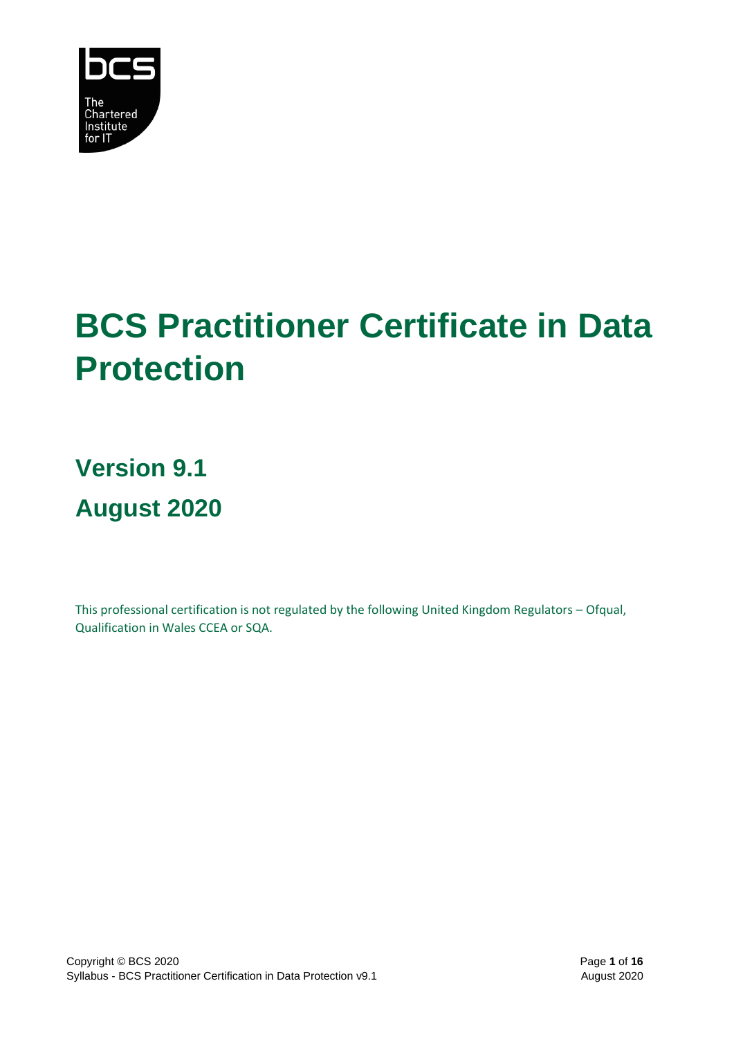# BCS Practitioner Certificate in Data Protection

## Version 9.1

## August 2020

This professional certification is not regulated by the following United Kingdom Regulators – Ofqual, Qualification in Wales CCEA or SQA.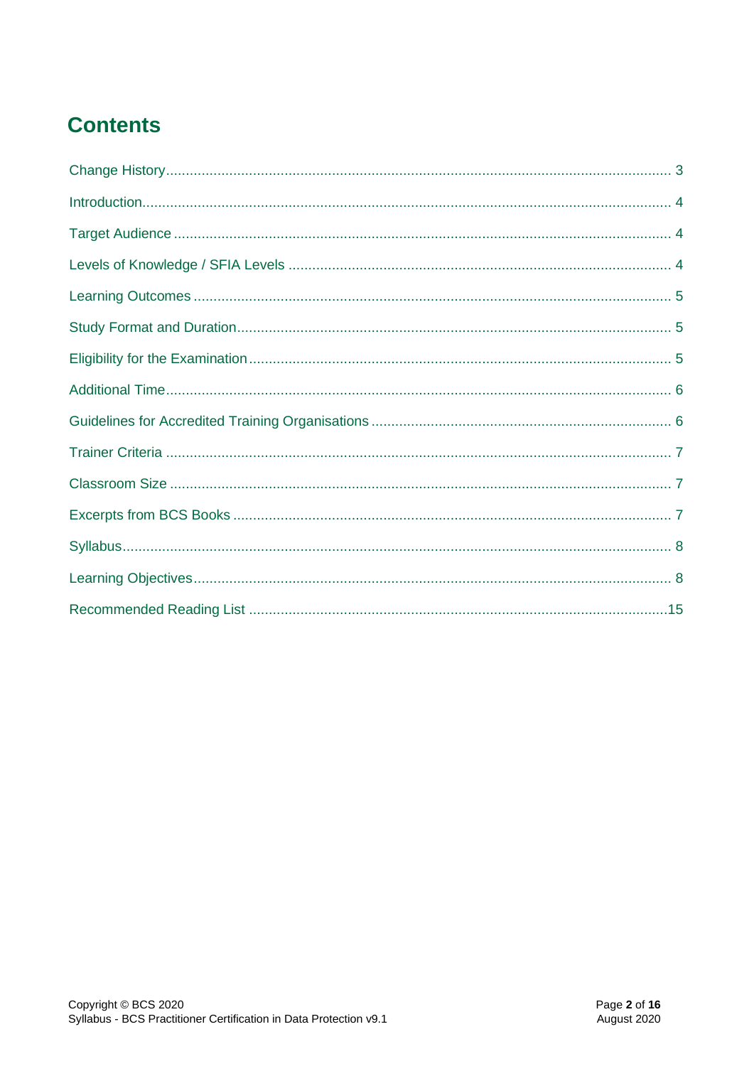# Contents

| | |
|---|---|
| Change History | 3 |
| Introduction | 4 |
| Target Audience | 4 |
| Levels of Knowledge / SFIA Levels | 4 |
| Learning Outcomes | 5 |
| Study Format and Duration | 5 |
| Eligibility for the Examination | 5 |
| Additional Time | 6 |
| Guidelines for Accredited Training Organisations | 6 |
| Trainer Criteria | 7 |
| Classroom Size | 7 |
| Excerpts from BCS Books | 7 |
| Syllabus | 8 |
| Learning Objectives | 8 |
| Recommended Reading List | 15 |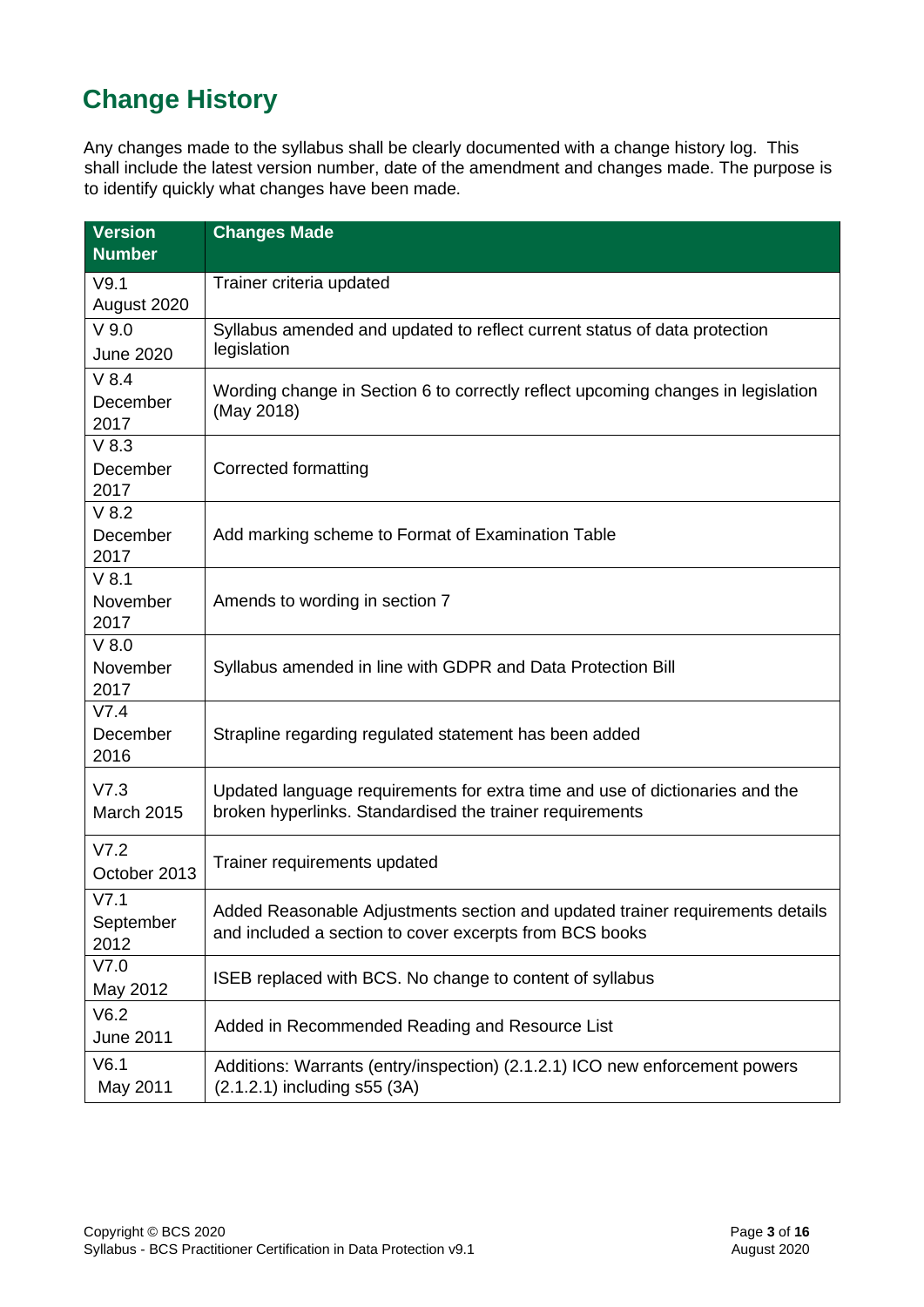# Change History

Any changes made to the syllabus shall be clearly documented with a change history log. This shall include the latest version number, date of the amendment and changes made. The purpose is to identify quickly what changes have been made.

| Version Number | Changes Made |
|---|---|
| V9.1 August 2020 | Trainer criteria updated |
| V 9.0 June 2020 | Syllabus amended and updated to reflect current status of data protection legislation |
| V 8.4 December 2017 | Wording change in Section 6 to correctly reflect upcoming changes in legislation (May 2018) |
| V 8.3 December 2017 | Corrected formatting |
| V 8.2 December 2017 | Add marking scheme to Format of Examination Table |
| V 8.1 November 2017 | Amends to wording in section 7 |
| V 8.0 November 2017 | Syllabus amended in line with GDPR and Data Protection Bill |
| V7.4 December 2016 | Strapline regarding regulated statement has been added |
| V7.3 March 2015 | Updated language requirements for extra time and use of dictionaries and the broken hyperlinks. Standardised the trainer requirements |
| V7.2 October 2013 | Trainer requirements updated |
| V7.1 September 2012 | Added Reasonable Adjustments section and updated trainer requirements details and included a section to cover excerpts from BCS books |
| V7.0 May 2012 | ISEB replaced with BCS. No change to content of syllabus |
| V6.2 June 2011 | Added in Recommended Reading and Resource List |
| V6.1 May 2011 | Additions: Warrants (entry/inspection) (2.1.2.1) ICO new enforcement powers (2.1.2.1) including s55 (3A) |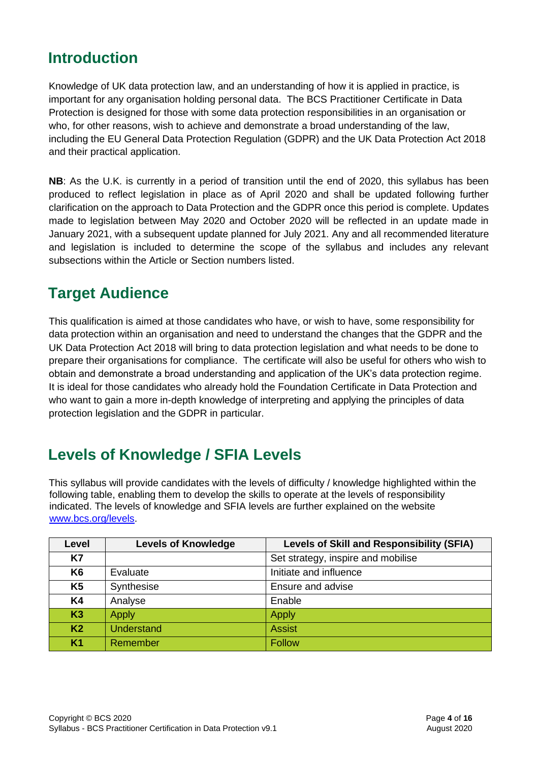## Introduction

Knowledge of UK data protection law, and an understanding of how it is applied in practice, is important for any organisation holding personal data. The BCS Practitioner Certificate in Data Protection is designed for those with some data protection responsibilities in an organisation or who, for other reasons, wish to achieve and demonstrate a broad understanding of the law, including the EU General Data Protection Regulation (GDPR) and the UK Data Protection Act 2018 and their practical application.

**NB**: As the U.K. is currently in a period of transition until the end of 2020, this syllabus has been produced to reflect legislation in place as of April 2020 and shall be updated following further clarification on the approach to Data Protection and the GDPR once this period is complete. Updates made to legislation between May 2020 and October 2020 will be reflected in an update made in January 2021, with a subsequent update planned for July 2021. Any and all recommended literature and legislation is included to determine the scope of the syllabus and includes any relevant subsections within the Article or Section numbers listed.

## Target Audience

This qualification is aimed at those candidates who have, or wish to have, some responsibility for data protection within an organisation and need to understand the changes that the GDPR and the UK Data Protection Act 2018 will bring to data protection legislation and what needs to be done to prepare their organisations for compliance. The certificate will also be useful for others who wish to obtain and demonstrate a broad understanding and application of the UK's data protection regime. It is ideal for those candidates who already hold the Foundation Certificate in Data Protection and who want to gain a more in-depth knowledge of interpreting and applying the principles of data protection legislation and the GDPR in particular.

## Levels of Knowledge / SFIA Levels

This syllabus will provide candidates with the levels of difficulty / knowledge highlighted within the following table, enabling them to develop the skills to operate at the levels of responsibility indicated. The levels of knowledge and SFIA levels are further explained on the website www.bcs.org/levels.

| Level | Levels of Knowledge | Levels of Skill and Responsibility (SFIA) |
|---|---|---|
| **K7** | | Set strategy, inspire and mobilise |
| **K6** | Evaluate | Initiate and influence |
| **K5** | Synthesise | Ensure and advise |
| **K4** | Analyse | Enable |
| **K3** | Apply | Apply |
| **K2** | Understand | Assist |
| **K1** | Remember | Follow |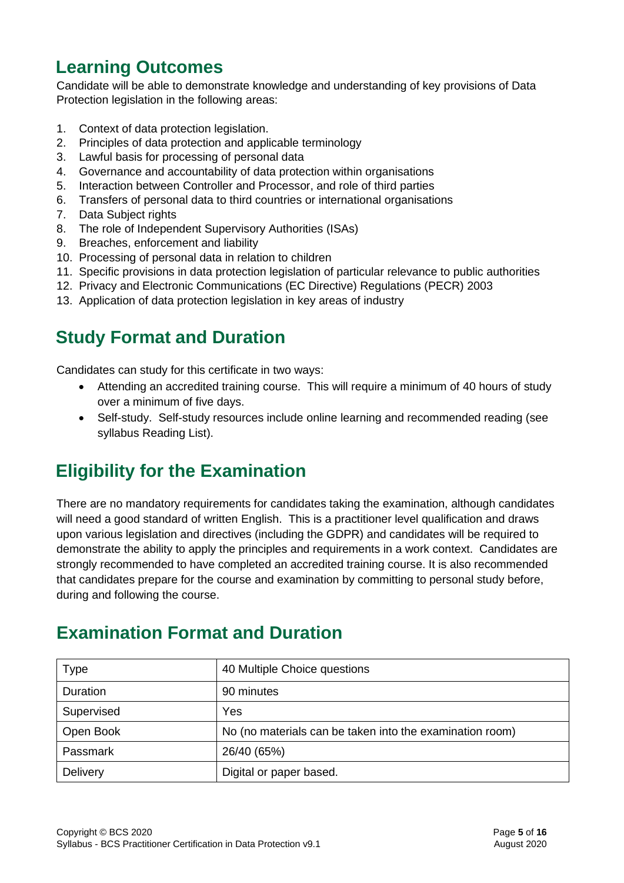## Learning Outcomes

Candidate will be able to demonstrate knowledge and understanding of key provisions of Data Protection legislation in the following areas:

1. Context of data protection legislation.
2. Principles of data protection and applicable terminology
3. Lawful basis for processing of personal data
4. Governance and accountability of data protection within organisations
5. Interaction between Controller and Processor, and role of third parties
6. Transfers of personal data to third countries or international organisations
7. Data Subject rights
8. The role of Independent Supervisory Authorities (ISAs)
9. Breaches, enforcement and liability
10. Processing of personal data in relation to children
11. Specific provisions in data protection legislation of particular relevance to public authorities
12. Privacy and Electronic Communications (EC Directive) Regulations (PECR) 2003
13. Application of data protection legislation in key areas of industry

## Study Format and Duration

Candidates can study for this certificate in two ways:

- Attending an accredited training course. This will require a minimum of 40 hours of study over a minimum of five days.
- Self-study. Self-study resources include online learning and recommended reading (see syllabus Reading List).

## Eligibility for the Examination

There are no mandatory requirements for candidates taking the examination, although candidates will need a good standard of written English. This is a practitioner level qualification and draws upon various legislation and directives (including the GDPR) and candidates will be required to demonstrate the ability to apply the principles and requirements in a work context. Candidates are strongly recommended to have completed an accredited training course. It is also recommended that candidates prepare for the course and examination by committing to personal study before, during and following the course.

## Examination Format and Duration

| Type | 40 Multiple Choice questions |
|---|---|
| Duration | 90 minutes |
| Supervised | Yes |
| Open Book | No (no materials can be taken into the examination room) |
| Passmark | 26/40 (65%) |
| Delivery | Digital or paper based. |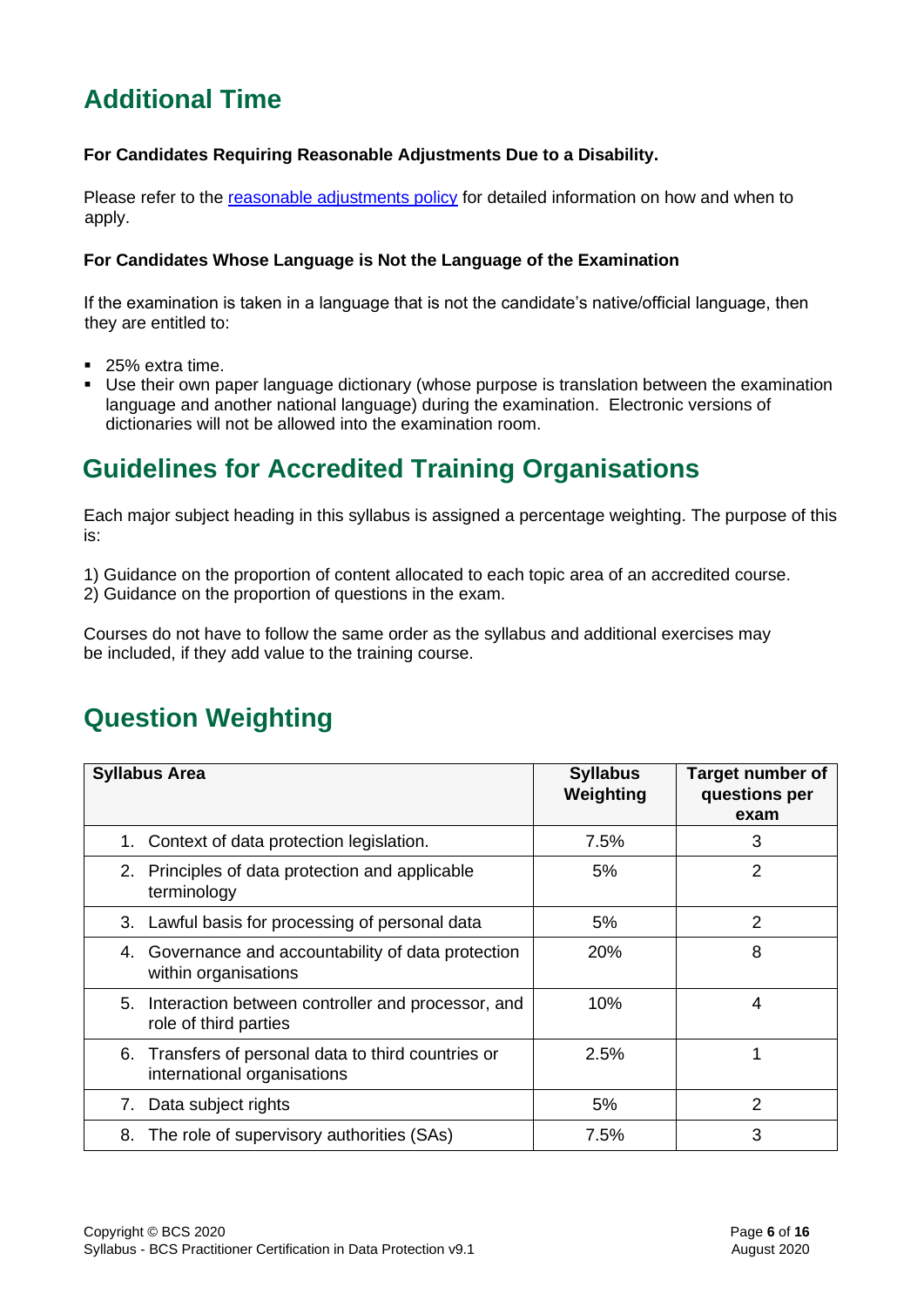# Additional Time

**For Candidates Requiring Reasonable Adjustments Due to a Disability.**

Please refer to the [reasonable adjustments policy] for detailed information on how and when to apply.

**For Candidates Whose Language is Not the Language of the Examination**

If the examination is taken in a language that is not the candidate's native/official language, then they are entitled to:

- 25% extra time.
- Use their own paper language dictionary (whose purpose is translation between the examination language and another national language) during the examination. Electronic versions of dictionaries will not be allowed into the examination room.

# Guidelines for Accredited Training Organisations

Each major subject heading in this syllabus is assigned a percentage weighting. The purpose of this is:

1) Guidance on the proportion of content allocated to each topic area of an accredited course.
2) Guidance on the proportion of questions in the exam.

Courses do not have to follow the same order as the syllabus and additional exercises may be included, if they add value to the training course.

# Question Weighting

| Syllabus Area | Syllabus Weighting | Target number of questions per exam |
|---|---|---|
| 1. Context of data protection legislation. | 7.5% | 3 |
| 2. Principles of data protection and applicable terminology | 5% | 2 |
| 3. Lawful basis for processing of personal data | 5% | 2 |
| 4. Governance and accountability of data protection within organisations | 20% | 8 |
| 5. Interaction between controller and processor, and role of third parties | 10% | 4 |
| 6. Transfers of personal data to third countries or international organisations | 2.5% | 1 |
| 7. Data subject rights | 5% | 2 |
| 8. The role of supervisory authorities (SAs) | 7.5% | 3 |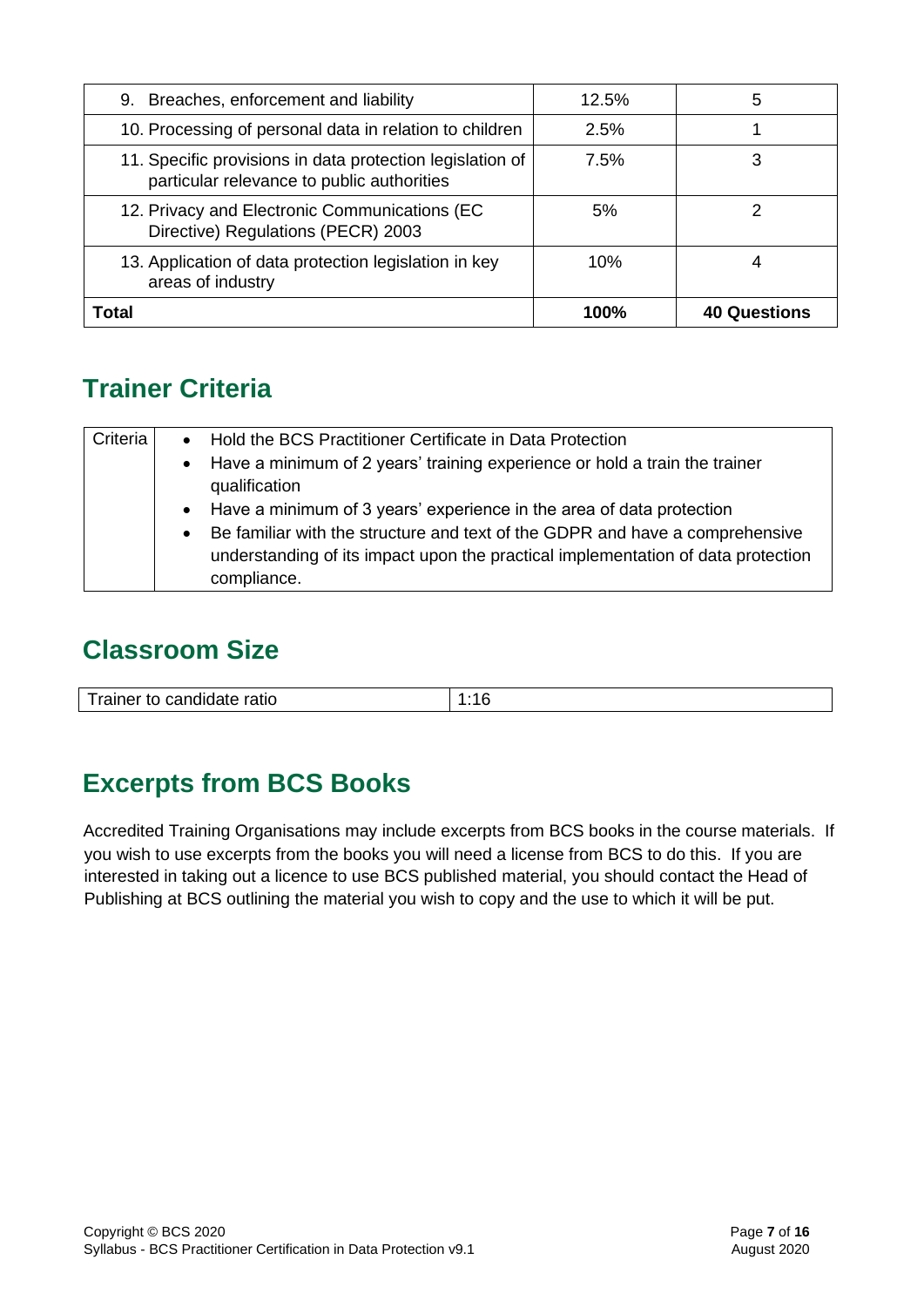| | | |
|---|---|---|
| 9. Breaches, enforcement and liability | 12.5% | 5 |
| 10. Processing of personal data in relation to children | 2.5% | 1 |
| 11. Specific provisions in data protection legislation of particular relevance to public authorities | 7.5% | 3 |
| 12. Privacy and Electronic Communications (EC Directive) Regulations (PECR) 2003 | 5% | 2 |
| 13. Application of data protection legislation in key areas of industry | 10% | 4 |
| **Total** | **100%** | **40 Questions** |

## Trainer Criteria

| | |
|---|---|
| Criteria | • Hold the BCS Practitioner Certificate in Data Protection<br>• Have a minimum of 2 years' training experience or hold a train the trainer qualification<br>• Have a minimum of 3 years' experience in the area of data protection<br>• Be familiar with the structure and text of the GDPR and have a comprehensive understanding of its impact upon the practical implementation of data protection compliance. |

## Classroom Size

| | |
|---|---|
| Trainer to candidate ratio | 1:16 |

## Excerpts from BCS Books

Accredited Training Organisations may include excerpts from BCS books in the course materials. If you wish to use excerpts from the books you will need a license from BCS to do this. If you are interested in taking out a licence to use BCS published material, you should contact the Head of Publishing at BCS outlining the material you wish to copy and the use to which it will be put.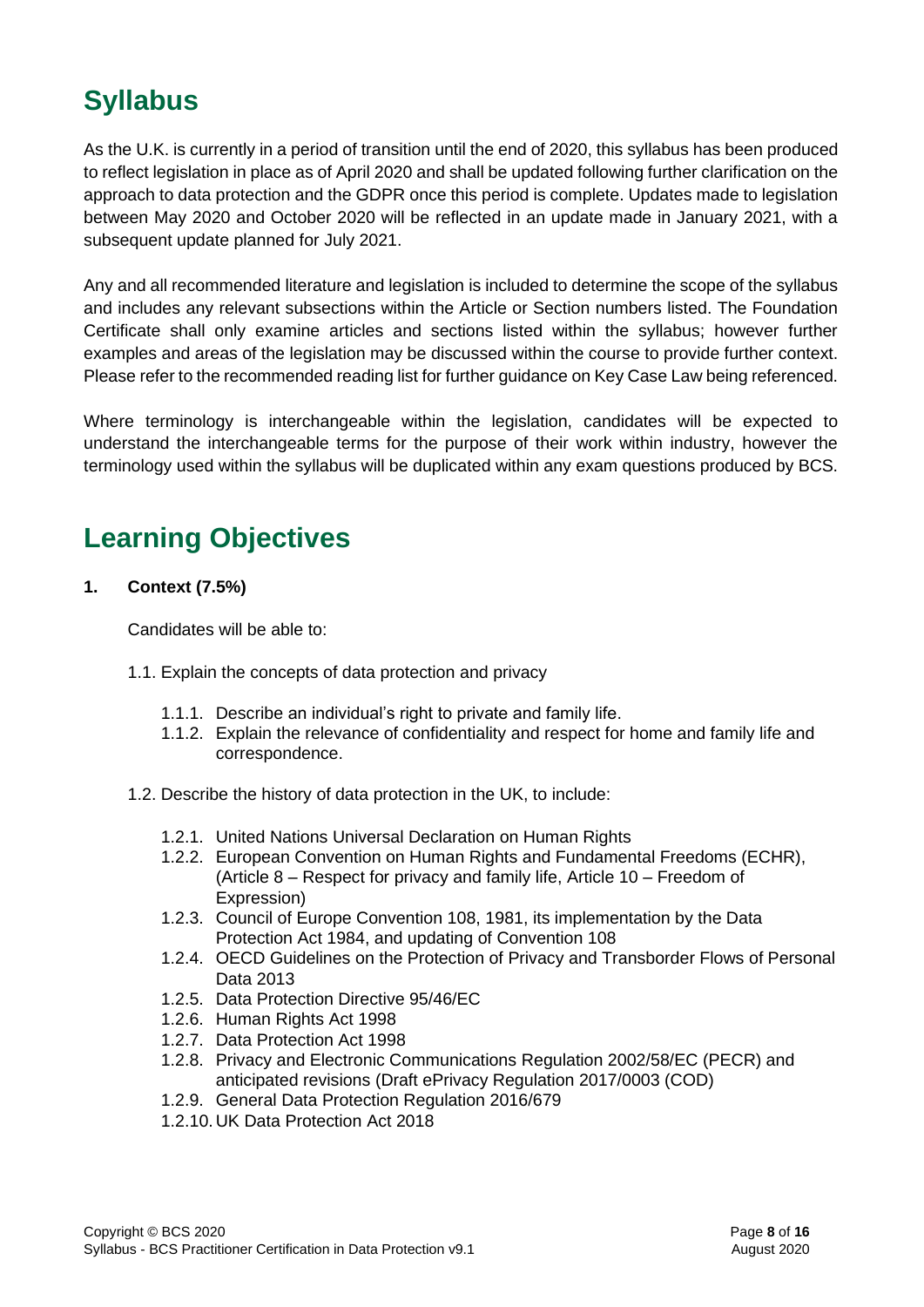# Syllabus

As the U.K. is currently in a period of transition until the end of 2020, this syllabus has been produced to reflect legislation in place as of April 2020 and shall be updated following further clarification on the approach to data protection and the GDPR once this period is complete. Updates made to legislation between May 2020 and October 2020 will be reflected in an update made in January 2021, with a subsequent update planned for July 2021.

Any and all recommended literature and legislation is included to determine the scope of the syllabus and includes any relevant subsections within the Article or Section numbers listed. The Foundation Certificate shall only examine articles and sections listed within the syllabus; however further examples and areas of the legislation may be discussed within the course to provide further context. Please refer to the recommended reading list for further guidance on Key Case Law being referenced.

Where terminology is interchangeable within the legislation, candidates will be expected to understand the interchangeable terms for the purpose of their work within industry, however the terminology used within the syllabus will be duplicated within any exam questions produced by BCS.

# Learning Objectives

**1. Context (7.5%)**

Candidates will be able to:

1.1. Explain the concepts of data protection and privacy

- 1.1.1. Describe an individual's right to private and family life.
- 1.1.2. Explain the relevance of confidentiality and respect for home and family life and correspondence.

1.2. Describe the history of data protection in the UK, to include:

- 1.2.1. United Nations Universal Declaration on Human Rights
- 1.2.2. European Convention on Human Rights and Fundamental Freedoms (ECHR), (Article 8 – Respect for privacy and family life, Article 10 – Freedom of Expression)
- 1.2.3. Council of Europe Convention 108, 1981, its implementation by the Data Protection Act 1984, and updating of Convention 108
- 1.2.4. OECD Guidelines on the Protection of Privacy and Transborder Flows of Personal Data 2013
- 1.2.5. Data Protection Directive 95/46/EC
- 1.2.6. Human Rights Act 1998
- 1.2.7. Data Protection Act 1998
- 1.2.8. Privacy and Electronic Communications Regulation 2002/58/EC (PECR) and anticipated revisions (Draft ePrivacy Regulation 2017/0003 (COD)
- 1.2.9. General Data Protection Regulation 2016/679
- 1.2.10. UK Data Protection Act 2018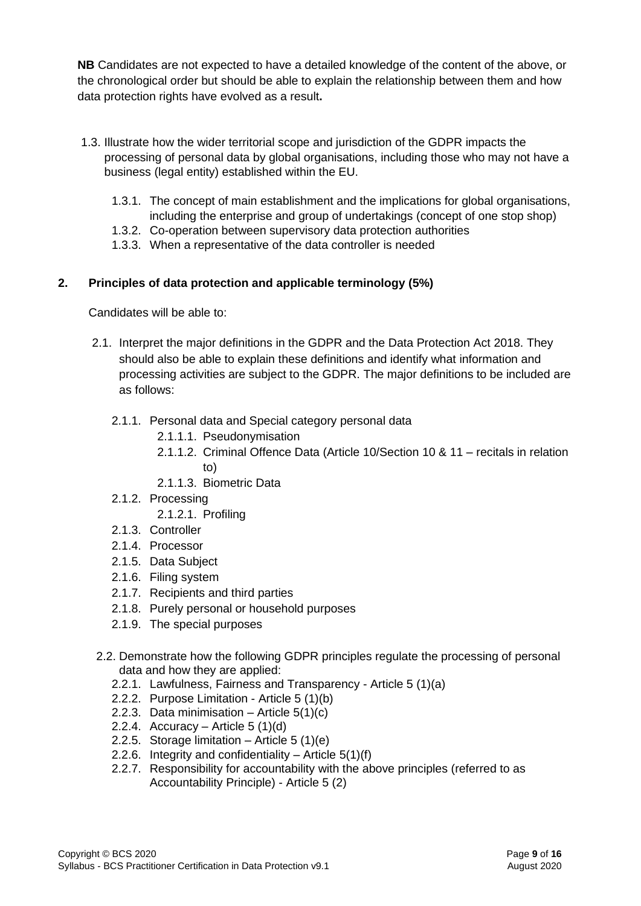**NB** Candidates are not expected to have a detailed knowledge of the content of the above, or the chronological order but should be able to explain the relationship between them and how data protection rights have evolved as a result**.**

1.3. Illustrate how the wider territorial scope and jurisdiction of the GDPR impacts the processing of personal data by global organisations, including those who may not have a business (legal entity) established within the EU.

   1.3.1. The concept of main establishment and the implications for global organisations, including the enterprise and group of undertakings (concept of one stop shop)
   1.3.2. Co-operation between supervisory data protection authorities
   1.3.3. When a representative of the data controller is needed

## 2. Principles of data protection and applicable terminology (5%)

Candidates will be able to:

2.1. Interpret the major definitions in the GDPR and the Data Protection Act 2018. They should also be able to explain these definitions and identify what information and processing activities are subject to the GDPR. The major definitions to be included are as follows:

   2.1.1. Personal data and Special category personal data
      2.1.1.1. Pseudonymisation
      2.1.1.2. Criminal Offence Data (Article 10/Section 10 & 11 – recitals in relation to)
      2.1.1.3. Biometric Data
   2.1.2. Processing
      2.1.2.1. Profiling
   2.1.3. Controller
   2.1.4. Processor
   2.1.5. Data Subject
   2.1.6. Filing system
   2.1.7. Recipients and third parties
   2.1.8. Purely personal or household purposes
   2.1.9. The special purposes

2.2. Demonstrate how the following GDPR principles regulate the processing of personal data and how they are applied:
   2.2.1. Lawfulness, Fairness and Transparency - Article 5 (1)(a)
   2.2.2. Purpose Limitation - Article 5 (1)(b)
   2.2.3. Data minimisation – Article 5(1)(c)
   2.2.4. Accuracy – Article 5 (1)(d)
   2.2.5. Storage limitation – Article 5 (1)(e)
   2.2.6. Integrity and confidentiality – Article 5(1)(f)
   2.2.7. Responsibility for accountability with the above principles (referred to as Accountability Principle) - Article 5 (2)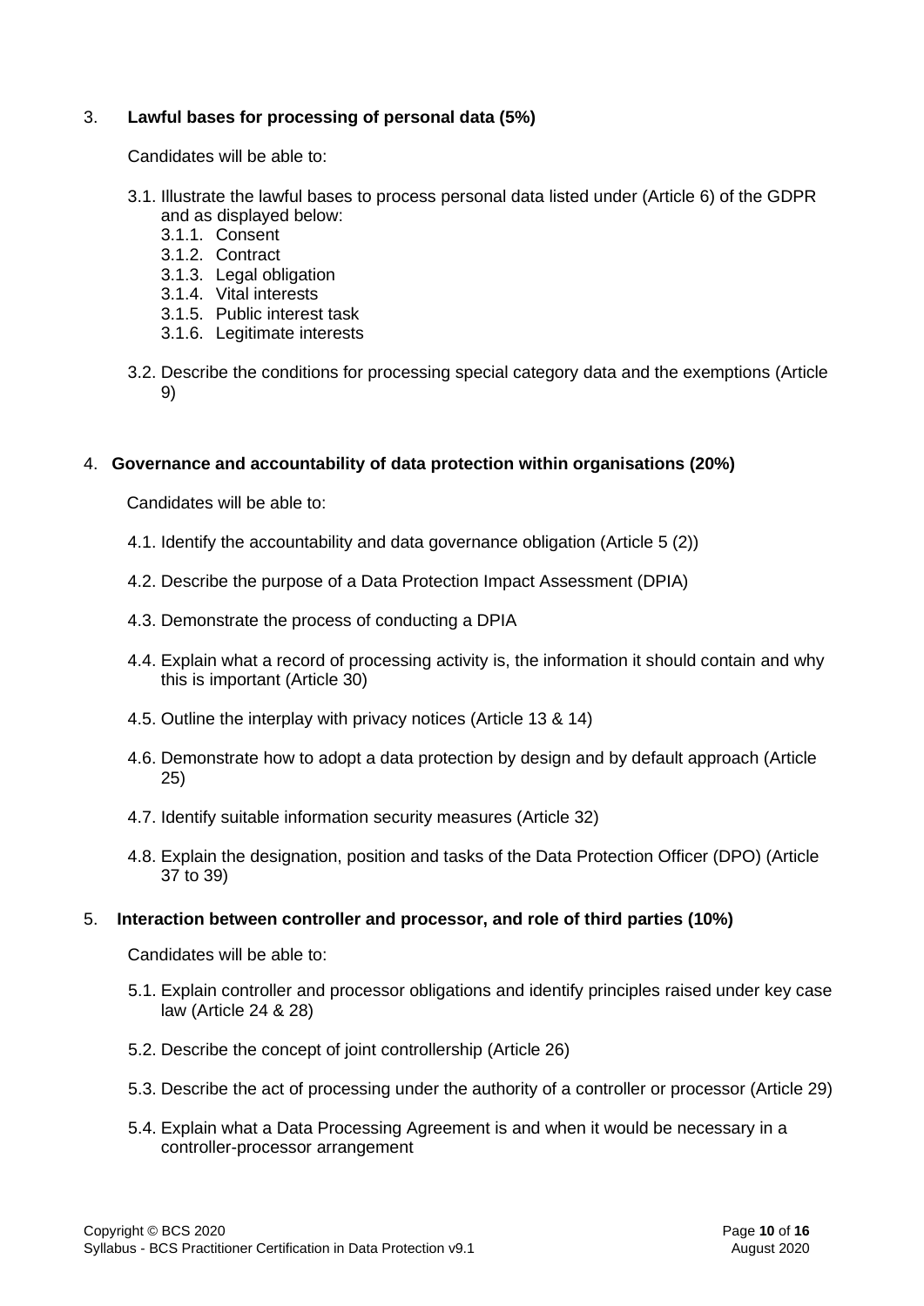## 3. Lawful bases for processing of personal data (5%)

Candidates will be able to:

- 3.1. Illustrate the lawful bases to process personal data listed under (Article 6) of the GDPR and as displayed below:
  - 3.1.1. Consent
  - 3.1.2. Contract
  - 3.1.3. Legal obligation
  - 3.1.4. Vital interests
  - 3.1.5. Public interest task
  - 3.1.6. Legitimate interests
- 3.2. Describe the conditions for processing special category data and the exemptions (Article 9)

## 4. Governance and accountability of data protection within organisations (20%)

Candidates will be able to:

- 4.1. Identify the accountability and data governance obligation (Article 5 (2))
- 4.2. Describe the purpose of a Data Protection Impact Assessment (DPIA)
- 4.3. Demonstrate the process of conducting a DPIA
- 4.4. Explain what a record of processing activity is, the information it should contain and why this is important (Article 30)
- 4.5. Outline the interplay with privacy notices (Article 13 & 14)
- 4.6. Demonstrate how to adopt a data protection by design and by default approach (Article 25)
- 4.7. Identify suitable information security measures (Article 32)
- 4.8. Explain the designation, position and tasks of the Data Protection Officer (DPO) (Article 37 to 39)

## 5. Interaction between controller and processor, and role of third parties (10%)

Candidates will be able to:

- 5.1. Explain controller and processor obligations and identify principles raised under key case law (Article 24 & 28)
- 5.2. Describe the concept of joint controllership (Article 26)
- 5.3. Describe the act of processing under the authority of a controller or processor (Article 29)
- 5.4. Explain what a Data Processing Agreement is and when it would be necessary in a controller-processor arrangement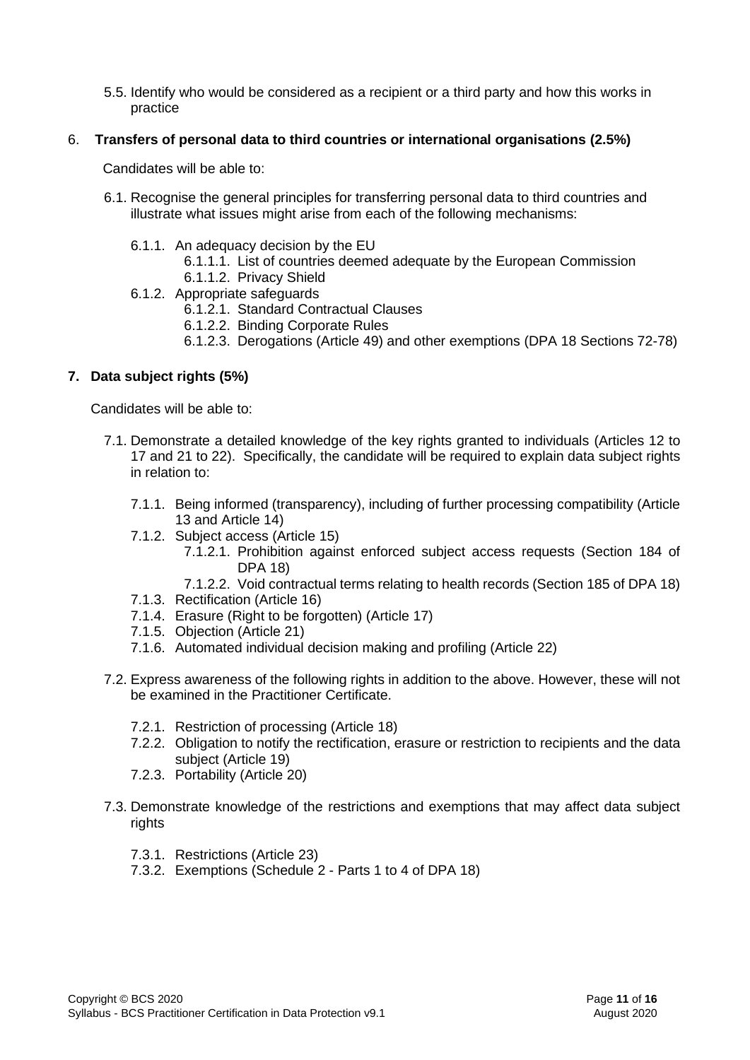5.5. Identify who would be considered as a recipient or a third party and how this works in practice

## 6. Transfers of personal data to third countries or international organisations (2.5%)

Candidates will be able to:

- 6.1. Recognise the general principles for transferring personal data to third countries and illustrate what issues might arise from each of the following mechanisms:
  - 6.1.1. An adequacy decision by the EU
    - 6.1.1.1. List of countries deemed adequate by the European Commission
    - 6.1.1.2. Privacy Shield
  - 6.1.2. Appropriate safeguards
    - 6.1.2.1. Standard Contractual Clauses
    - 6.1.2.2. Binding Corporate Rules
    - 6.1.2.3. Derogations (Article 49) and other exemptions (DPA 18 Sections 72-78)

## 7. Data subject rights (5%)

Candidates will be able to:

- 7.1. Demonstrate a detailed knowledge of the key rights granted to individuals (Articles 12 to 17 and 21 to 22). Specifically, the candidate will be required to explain data subject rights in relation to:
  - 7.1.1. Being informed (transparency), including of further processing compatibility (Article 13 and Article 14)
  - 7.1.2. Subject access (Article 15)
    - 7.1.2.1. Prohibition against enforced subject access requests (Section 184 of DPA 18)
    - 7.1.2.2. Void contractual terms relating to health records (Section 185 of DPA 18)
  - 7.1.3. Rectification (Article 16)
  - 7.1.4. Erasure (Right to be forgotten) (Article 17)
  - 7.1.5. Objection (Article 21)
  - 7.1.6. Automated individual decision making and profiling (Article 22)
- 7.2. Express awareness of the following rights in addition to the above. However, these will not be examined in the Practitioner Certificate.
  - 7.2.1. Restriction of processing (Article 18)
  - 7.2.2. Obligation to notify the rectification, erasure or restriction to recipients and the data subject (Article 19)
  - 7.2.3. Portability (Article 20)
- 7.3. Demonstrate knowledge of the restrictions and exemptions that may affect data subject rights
  - 7.3.1. Restrictions (Article 23)
  - 7.3.2. Exemptions (Schedule 2 - Parts 1 to 4 of DPA 18)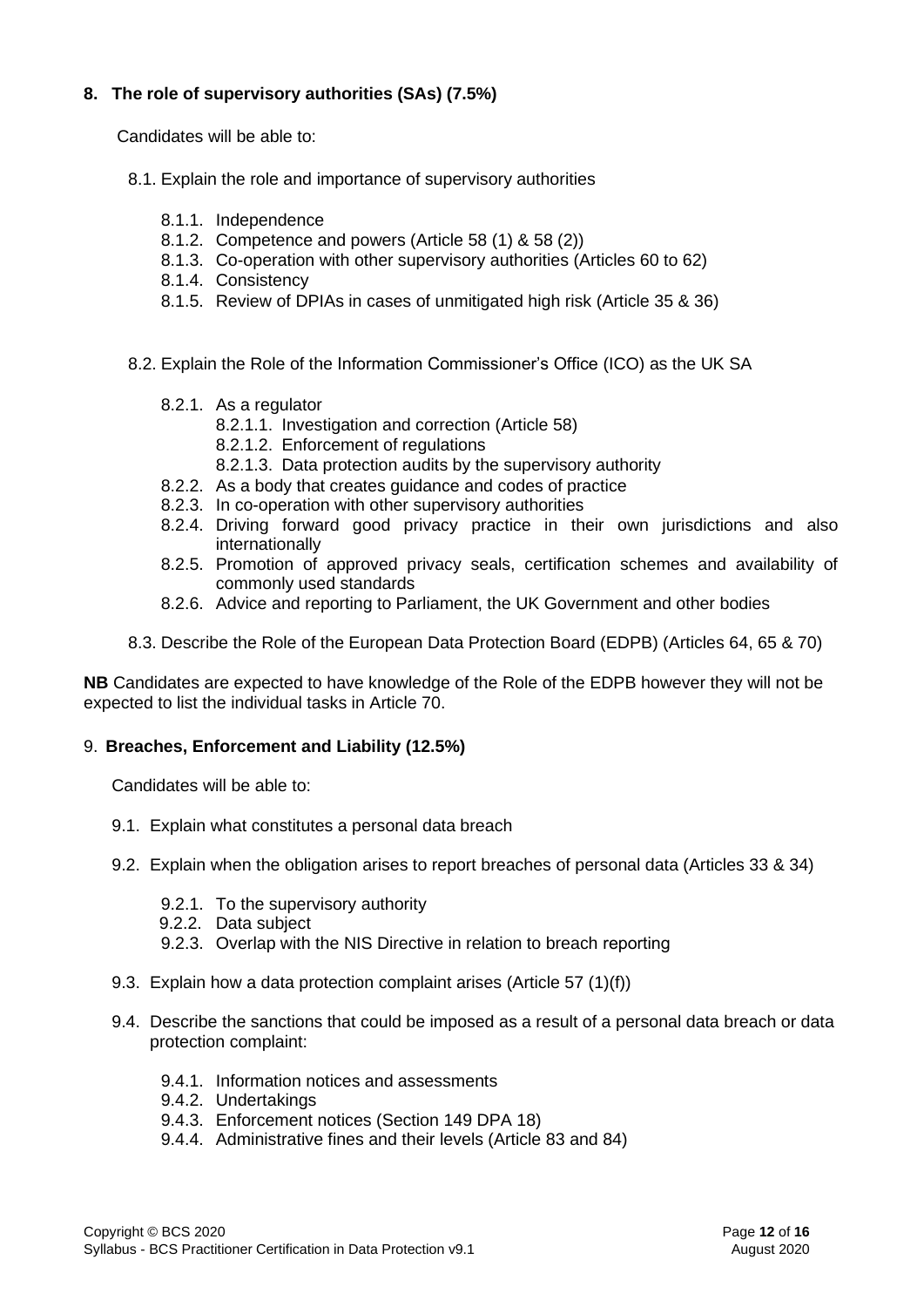**8. The role of supervisory authorities (SAs) (7.5%)**

Candidates will be able to:

- 8.1. Explain the role and importance of supervisory authorities
  - 8.1.1. Independence
  - 8.1.2. Competence and powers (Article 58 (1) & 58 (2))
  - 8.1.3. Co-operation with other supervisory authorities (Articles 60 to 62)
  - 8.1.4. Consistency
  - 8.1.5. Review of DPIAs in cases of unmitigated high risk (Article 35 & 36)

- 8.2. Explain the Role of the Information Commissioner's Office (ICO) as the UK SA
  - 8.2.1. As a regulator
    - 8.2.1.1. Investigation and correction (Article 58)
    - 8.2.1.2. Enforcement of regulations
    - 8.2.1.3. Data protection audits by the supervisory authority
  - 8.2.2. As a body that creates guidance and codes of practice
  - 8.2.3. In co-operation with other supervisory authorities
  - 8.2.4. Driving forward good privacy practice in their own jurisdictions and also internationally
  - 8.2.5. Promotion of approved privacy seals, certification schemes and availability of commonly used standards
  - 8.2.6. Advice and reporting to Parliament, the UK Government and other bodies

- 8.3. Describe the Role of the European Data Protection Board (EDPB) (Articles 64, 65 & 70)

**NB** Candidates are expected to have knowledge of the Role of the EDPB however they will not be expected to list the individual tasks in Article 70.

9. **Breaches, Enforcement and Liability (12.5%)**

Candidates will be able to:

- 9.1. Explain what constitutes a personal data breach

- 9.2. Explain when the obligation arises to report breaches of personal data (Articles 33 & 34)
  - 9.2.1. To the supervisory authority
  - 9.2.2. Data subject
  - 9.2.3. Overlap with the NIS Directive in relation to breach reporting

- 9.3. Explain how a data protection complaint arises (Article 57 (1)(f))

- 9.4. Describe the sanctions that could be imposed as a result of a personal data breach or data protection complaint:
  - 9.4.1. Information notices and assessments
  - 9.4.2. Undertakings
  - 9.4.3. Enforcement notices (Section 149 DPA 18)
  - 9.4.4. Administrative fines and their levels (Article 83 and 84)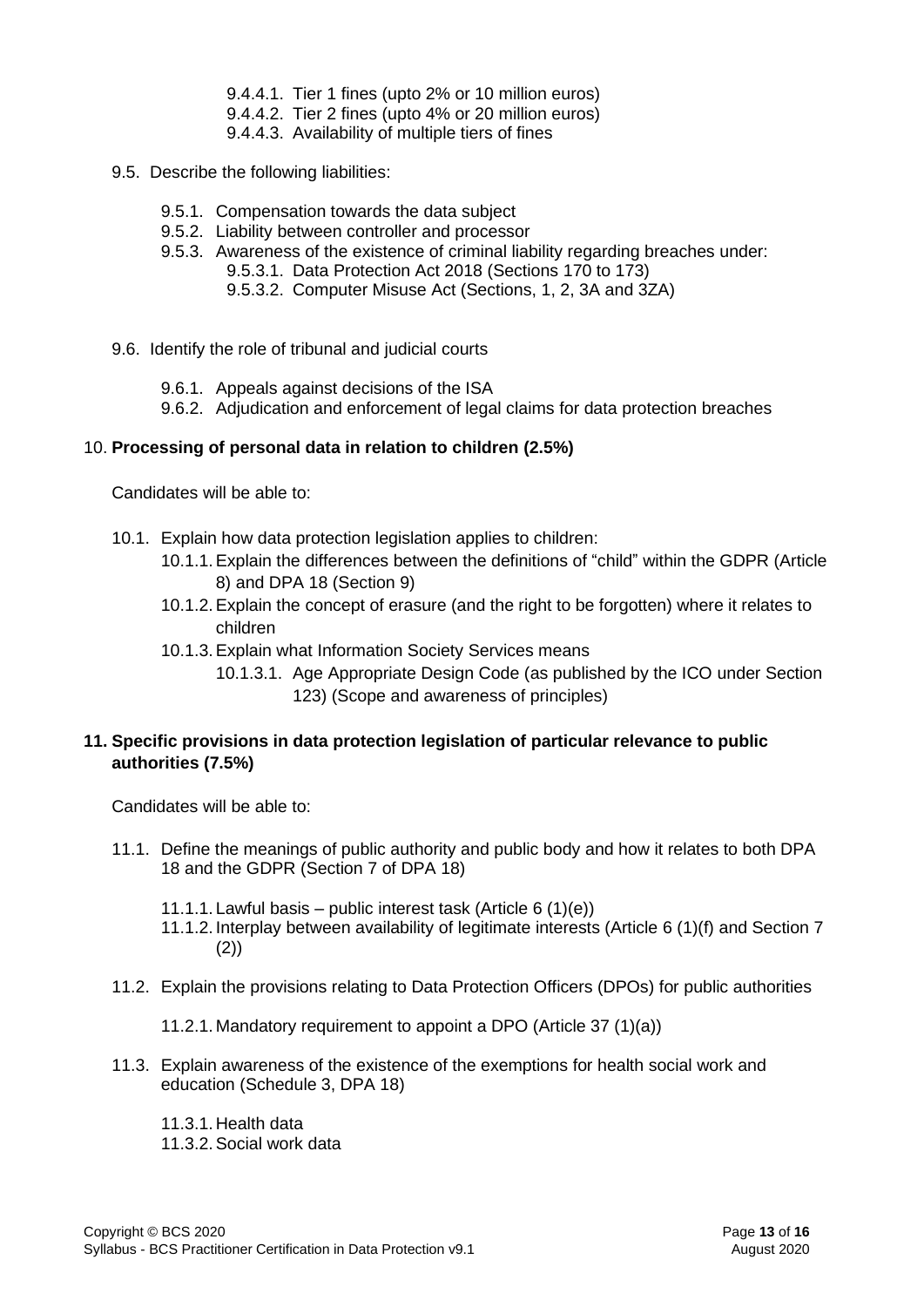- 9.4.4.1. Tier 1 fines (upto 2% or 10 million euros)
- 9.4.4.2. Tier 2 fines (upto 4% or 20 million euros)
- 9.4.4.3. Availability of multiple tiers of fines

9.5. Describe the following liabilities:

- 9.5.1. Compensation towards the data subject
- 9.5.2. Liability between controller and processor
- 9.5.3. Awareness of the existence of criminal liability regarding breaches under:
  - 9.5.3.1. Data Protection Act 2018 (Sections 170 to 173)
  - 9.5.3.2. Computer Misuse Act (Sections, 1, 2, 3A and 3ZA)

9.6. Identify the role of tribunal and judicial courts

- 9.6.1. Appeals against decisions of the ISA
- 9.6.2. Adjudication and enforcement of legal claims for data protection breaches

## 10. **Processing of personal data in relation to children (2.5%)**

Candidates will be able to:

10.1. Explain how data protection legislation applies to children:

- 10.1.1. Explain the differences between the definitions of "child" within the GDPR (Article 8) and DPA 18 (Section 9)
- 10.1.2. Explain the concept of erasure (and the right to be forgotten) where it relates to children
- 10.1.3. Explain what Information Society Services means
  - 10.1.3.1. Age Appropriate Design Code (as published by the ICO under Section 123) (Scope and awareness of principles)

## 11. Specific provisions in data protection legislation of particular relevance to public authorities (7.5%)

Candidates will be able to:

11.1. Define the meanings of public authority and public body and how it relates to both DPA 18 and the GDPR (Section 7 of DPA 18)

- 11.1.1. Lawful basis – public interest task (Article 6 (1)(e))
- 11.1.2. Interplay between availability of legitimate interests (Article 6 (1)(f) and Section 7 (2))

11.2. Explain the provisions relating to Data Protection Officers (DPOs) for public authorities

- 11.2.1. Mandatory requirement to appoint a DPO (Article 37 (1)(a))

11.3. Explain awareness of the existence of the exemptions for health social work and education (Schedule 3, DPA 18)

- 11.3.1. Health data
- 11.3.2. Social work data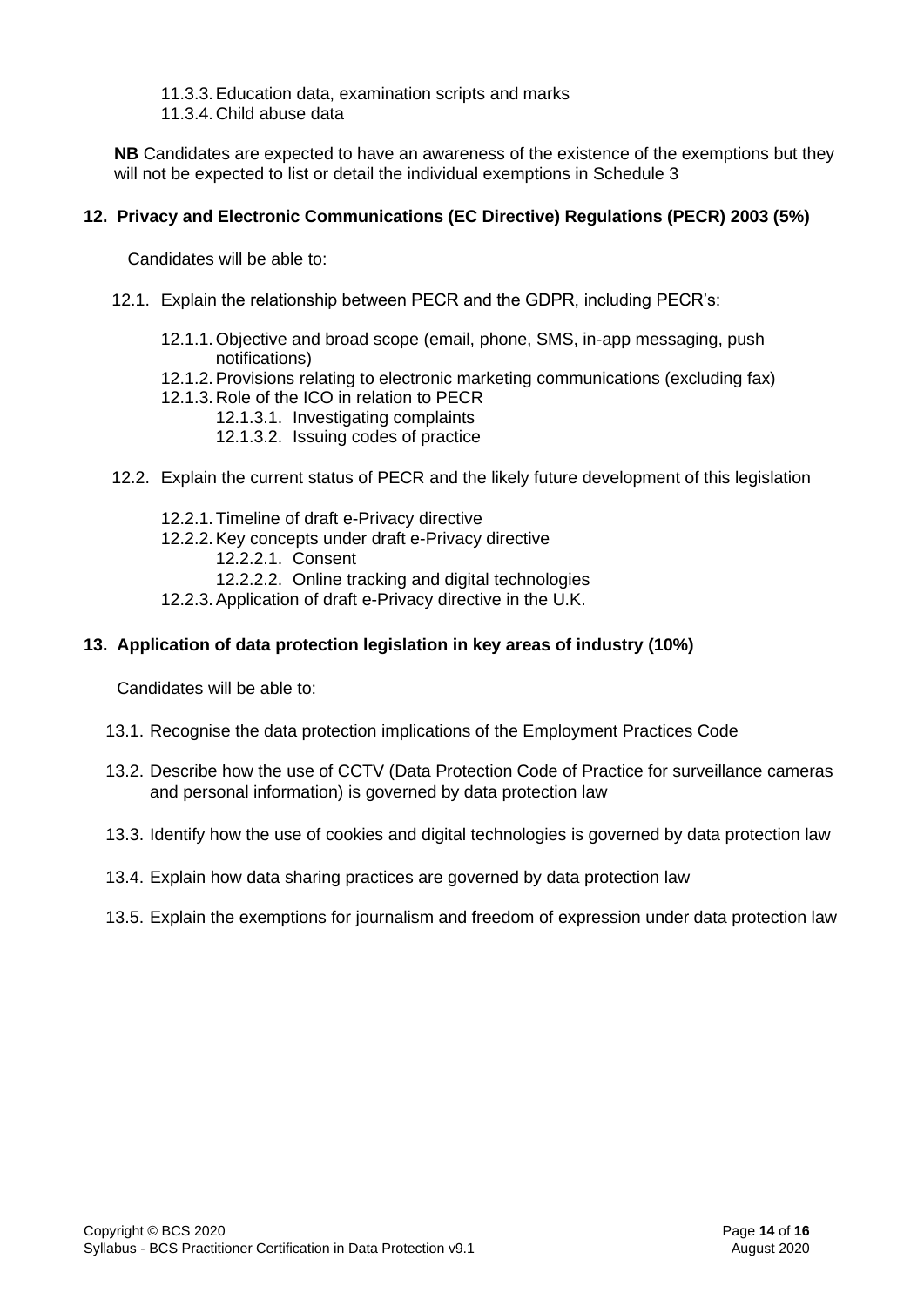- 11.3.3. Education data, examination scripts and marks
- 11.3.4. Child abuse data

**NB** Candidates are expected to have an awareness of the existence of the exemptions but they will not be expected to list or detail the individual exemptions in Schedule 3

## 12. Privacy and Electronic Communications (EC Directive) Regulations (PECR) 2003 (5%)

Candidates will be able to:

- 12.1. Explain the relationship between PECR and the GDPR, including PECR's:
  - 12.1.1. Objective and broad scope (email, phone, SMS, in-app messaging, push notifications)
  - 12.1.2. Provisions relating to electronic marketing communications (excluding fax)
  - 12.1.3. Role of the ICO in relation to PECR
    - 12.1.3.1. Investigating complaints
    - 12.1.3.2. Issuing codes of practice
- 12.2. Explain the current status of PECR and the likely future development of this legislation
  - 12.2.1. Timeline of draft e-Privacy directive
  - 12.2.2. Key concepts under draft e-Privacy directive
    - 12.2.2.1. Consent
    - 12.2.2.2. Online tracking and digital technologies
  - 12.2.3. Application of draft e-Privacy directive in the U.K.

## 13. Application of data protection legislation in key areas of industry (10%)

Candidates will be able to:

- 13.1. Recognise the data protection implications of the Employment Practices Code
- 13.2. Describe how the use of CCTV (Data Protection Code of Practice for surveillance cameras and personal information) is governed by data protection law
- 13.3. Identify how the use of cookies and digital technologies is governed by data protection law
- 13.4. Explain how data sharing practices are governed by data protection law
- 13.5. Explain the exemptions for journalism and freedom of expression under data protection law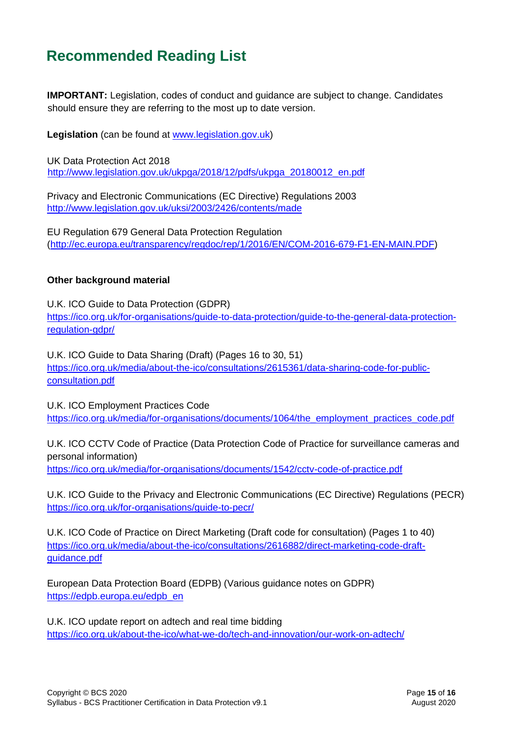# Recommended Reading List

**IMPORTANT:** Legislation, codes of conduct and guidance are subject to change. Candidates should ensure they are referring to the most up to date version.

**Legislation** (can be found at www.legislation.gov.uk)

UK Data Protection Act 2018
http://www.legislation.gov.uk/ukpga/2018/12/pdfs/ukpga_20180012_en.pdf

Privacy and Electronic Communications (EC Directive) Regulations 2003
http://www.legislation.gov.uk/uksi/2003/2426/contents/made

EU Regulation 679 General Data Protection Regulation
(http://ec.europa.eu/transparency/regdoc/rep/1/2016/EN/COM-2016-679-F1-EN-MAIN.PDF)

**Other background material**

U.K. ICO Guide to Data Protection (GDPR)
https://ico.org.uk/for-organisations/guide-to-data-protection/guide-to-the-general-data-protection-regulation-gdpr/

U.K. ICO Guide to Data Sharing (Draft) (Pages 16 to 30, 51)
https://ico.org.uk/media/about-the-ico/consultations/2615361/data-sharing-code-for-public-consultation.pdf

U.K. ICO Employment Practices Code
https://ico.org.uk/media/for-organisations/documents/1064/the_employment_practices_code.pdf

U.K. ICO CCTV Code of Practice (Data Protection Code of Practice for surveillance cameras and personal information)
https://ico.org.uk/media/for-organisations/documents/1542/cctv-code-of-practice.pdf

U.K. ICO Guide to the Privacy and Electronic Communications (EC Directive) Regulations (PECR)
https://ico.org.uk/for-organisations/guide-to-pecr/

U.K. ICO Code of Practice on Direct Marketing (Draft code for consultation) (Pages 1 to 40)
https://ico.org.uk/media/about-the-ico/consultations/2616882/direct-marketing-code-draft-guidance.pdf

European Data Protection Board (EDPB) (Various guidance notes on GDPR)
https://edpb.europa.eu/edpb_en

U.K. ICO update report on adtech and real time bidding
https://ico.org.uk/about-the-ico/what-we-do/tech-and-innovation/our-work-on-adtech/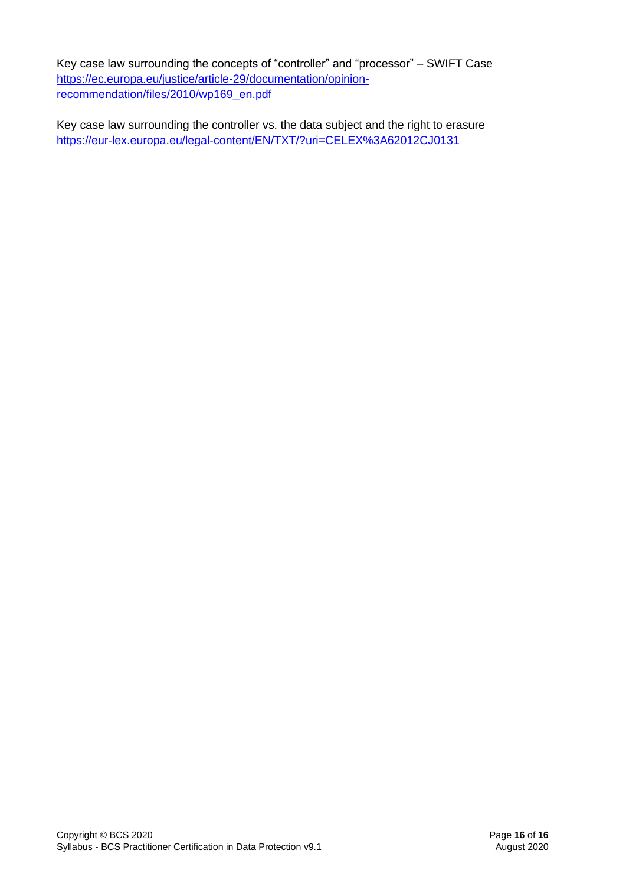Key case law surrounding the concepts of "controller" and "processor" – SWIFT Case
https://ec.europa.eu/justice/article-29/documentation/opinion-recommendation/files/2010/wp169_en.pdf

Key case law surrounding the controller vs. the data subject and the right to erasure
https://eur-lex.europa.eu/legal-content/EN/TXT/?uri=CELEX%3A62012CJ0131